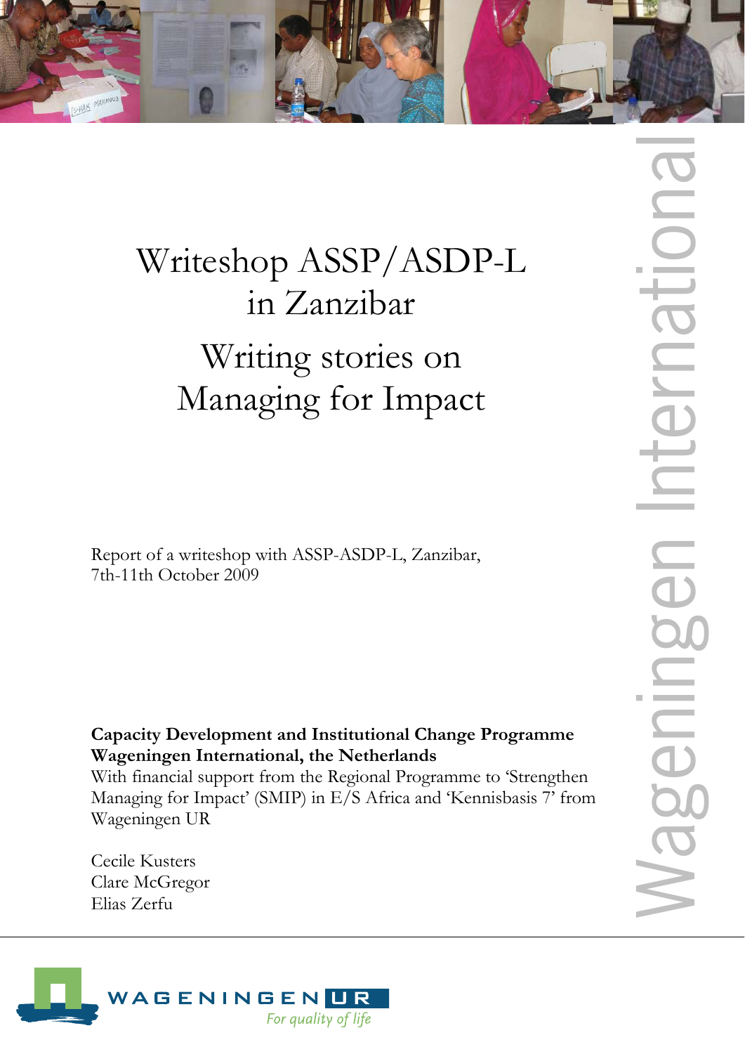# Writeshop ASSP/ASDP-L in Zanzibar

## Writing stories on Managing for Impact

Report of a writeshop with ASSP-ASDP-L, Zanzibar,
7th-11th October 2009

**Capacity Development and Institutional Change Programme**
**Wageningen International, the Netherlands**
With financial support from the Regional Programme to 'Strengthen Managing for Impact' (SMIP) in E/S Africa and 'Kennisbasis 7' from Wageningen UR

Cecile Kusters
Clare McGregor
Elias Zerfu

Wageningen International

WAGENINGEN UR
*For quality of life*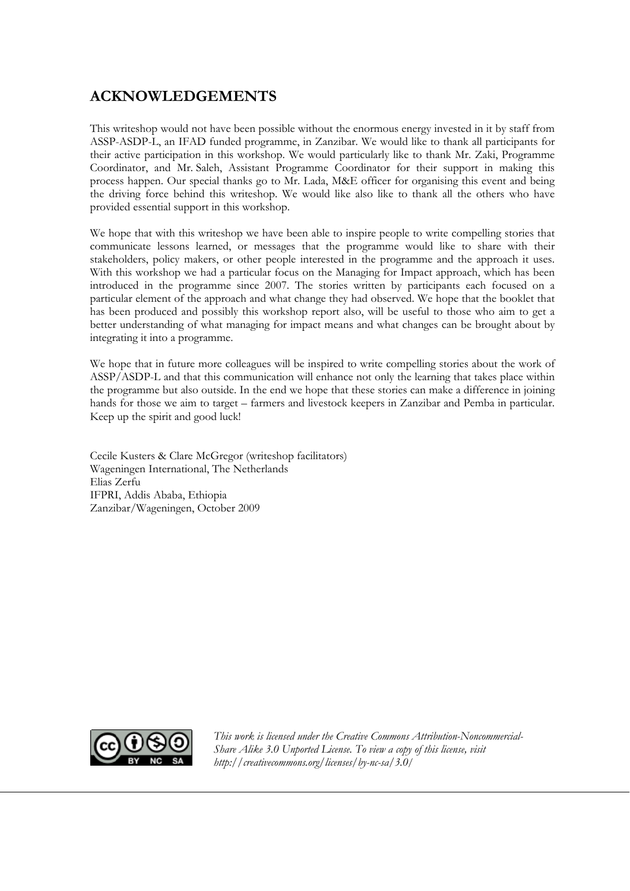## ACKNOWLEDGEMENTS

This writeshop would not have been possible without the enormous energy invested in it by staff from ASSP-ASDP-L, an IFAD funded programme, in Zanzibar. We would like to thank all participants for their active participation in this workshop. We would particularly like to thank Mr. Zaki, Programme Coordinator, and Mr. Saleh, Assistant Programme Coordinator for their support in making this process happen. Our special thanks go to Mr. Lada, M&E officer for organising this event and being the driving force behind this writeshop. We would like also like to thank all the others who have provided essential support in this workshop.

We hope that with this writeshop we have been able to inspire people to write compelling stories that communicate lessons learned, or messages that the programme would like to share with their stakeholders, policy makers, or other people interested in the programme and the approach it uses. With this workshop we had a particular focus on the Managing for Impact approach, which has been introduced in the programme since 2007. The stories written by participants each focused on a particular element of the approach and what change they had observed. We hope that the booklet that has been produced and possibly this workshop report also, will be useful to those who aim to get a better understanding of what managing for impact means and what changes can be brought about by integrating it into a programme.

We hope that in future more colleagues will be inspired to write compelling stories about the work of ASSP/ASDP-L and that this communication will enhance not only the learning that takes place within the programme but also outside. In the end we hope that these stories can make a difference in joining hands for those we aim to target – farmers and livestock keepers in Zanzibar and Pemba in particular. Keep up the spirit and good luck!

Cecile Kusters & Clare McGregor (writeshop facilitators)
Wageningen International, The Netherlands
Elias Zerfu
IFPRI, Addis Ababa, Ethiopia
Zanzibar/Wageningen, October 2009

*This work is licensed under the Creative Commons Attribution-Noncommercial-Share Alike 3.0 Unported License. To view a copy of this license, visit http://creativecommons.org/licenses/by-nc-sa/3.0/*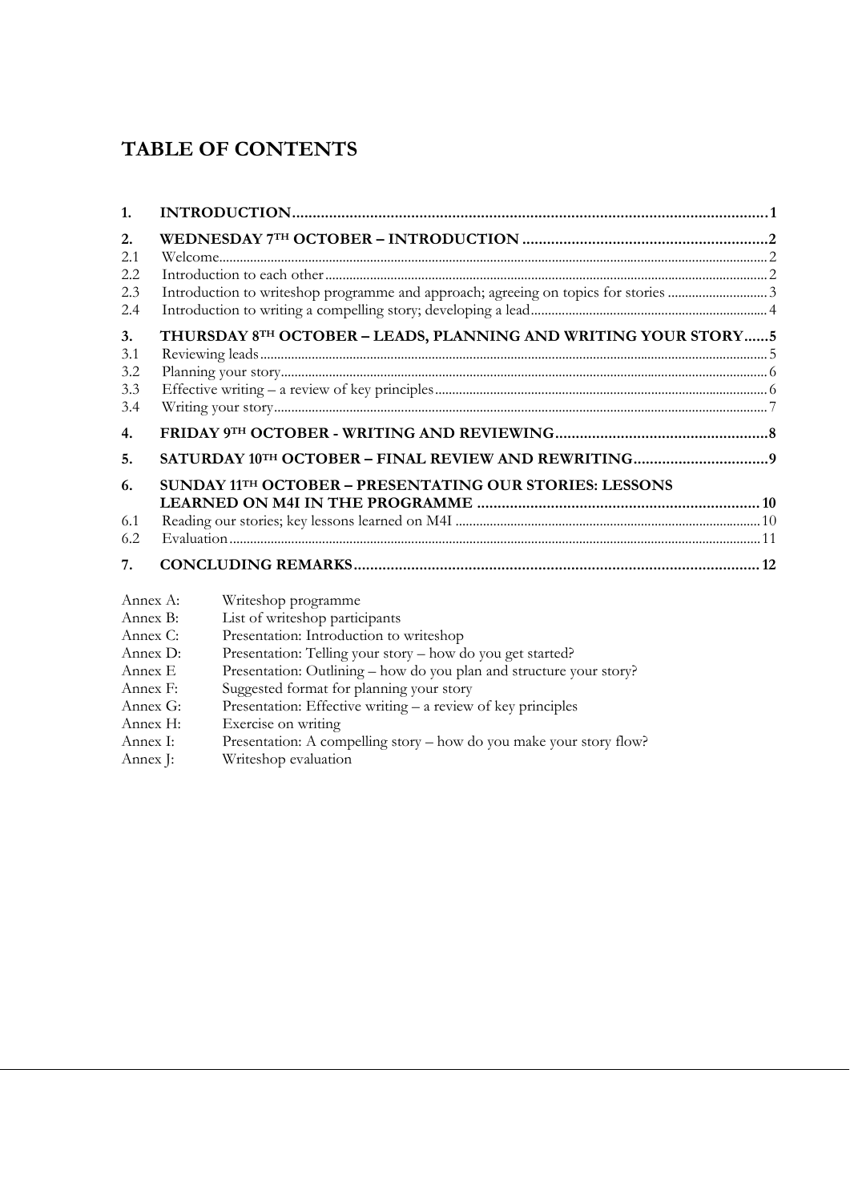# TABLE OF CONTENTS

| | | |
|---|---|---|
| **1.** | **INTRODUCTION** | **1** |
| **2.** | **WEDNESDAY 7TH OCTOBER – INTRODUCTION** | **2** |
| 2.1 | Welcome | 2 |
| 2.2 | Introduction to each other | 2 |
| 2.3 | Introduction to writeshop programme and approach; agreeing on topics for stories | 3 |
| 2.4 | Introduction to writing a compelling story; developing a lead | 4 |
| **3.** | **THURSDAY 8TH OCTOBER – LEADS, PLANNING AND WRITING YOUR STORY** | **5** |
| 3.1 | Reviewing leads | 5 |
| 3.2 | Planning your story | 6 |
| 3.3 | Effective writing – a review of key principles | 6 |
| 3.4 | Writing your story | 7 |
| **4.** | **FRIDAY 9TH OCTOBER - WRITING AND REVIEWING** | **8** |
| **5.** | **SATURDAY 10TH OCTOBER – FINAL REVIEW AND REWRITING** | **9** |
| **6.** | **SUNDAY 11TH OCTOBER – PRESENTATING OUR STORIES: LESSONS LEARNED ON M4I IN THE PROGRAMME** | **10** |
| 6.1 | Reading our stories; key lessons learned on M4I | 10 |
| 6.2 | Evaluation | 11 |
| **7.** | **CONCLUDING REMARKS** | **12** |

| | |
|---|---|
| Annex A: | Writeshop programme |
| Annex B: | List of writeshop participants |
| Annex C: | Presentation: Introduction to writeshop |
| Annex D: | Presentation: Telling your story – how do you get started? |
| Annex E | Presentation: Outlining – how do you plan and structure your story? |
| Annex F: | Suggested format for planning your story |
| Annex G: | Presentation: Effective writing – a review of key principles |
| Annex H: | Exercise on writing |
| Annex I: | Presentation: A compelling story – how do you make your story flow? |
| Annex J: | Writeshop evaluation |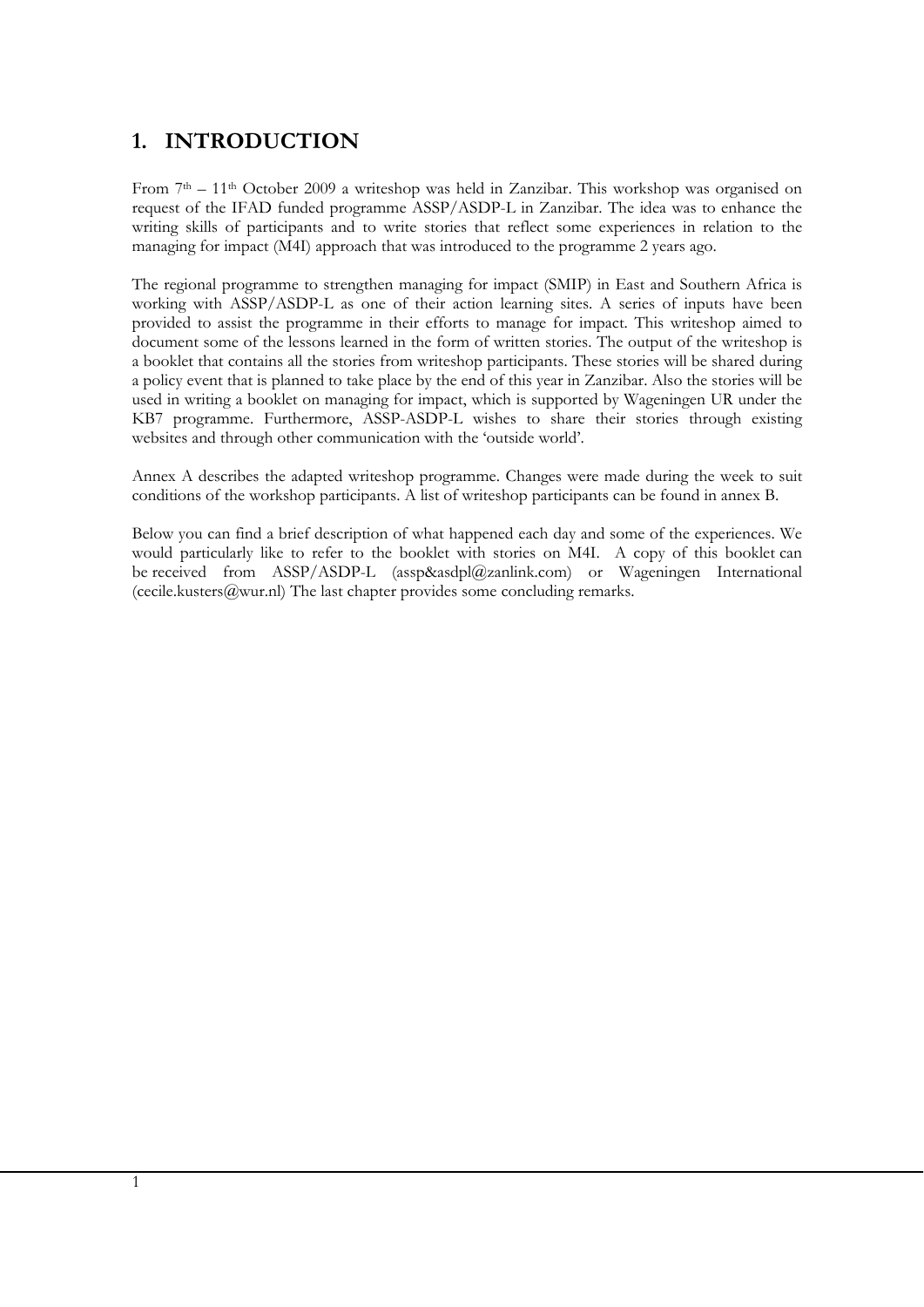# 1. INTRODUCTION

From 7th – 11th October 2009 a writeshop was held in Zanzibar. This workshop was organised on request of the IFAD funded programme ASSP/ASDP-L in Zanzibar. The idea was to enhance the writing skills of participants and to write stories that reflect some experiences in relation to the managing for impact (M4I) approach that was introduced to the programme 2 years ago.

The regional programme to strengthen managing for impact (SMIP) in East and Southern Africa is working with ASSP/ASDP-L as one of their action learning sites. A series of inputs have been provided to assist the programme in their efforts to manage for impact. This writeshop aimed to document some of the lessons learned in the form of written stories. The output of the writeshop is a booklet that contains all the stories from writeshop participants. These stories will be shared during a policy event that is planned to take place by the end of this year in Zanzibar. Also the stories will be used in writing a booklet on managing for impact, which is supported by Wageningen UR under the KB7 programme. Furthermore, ASSP-ASDP-L wishes to share their stories through existing websites and through other communication with the 'outside world'.

Annex A describes the adapted writeshop programme. Changes were made during the week to suit conditions of the workshop participants. A list of writeshop participants can be found in annex B.

Below you can find a brief description of what happened each day and some of the experiences. We would particularly like to refer to the booklet with stories on M4I. A copy of this booklet can be received from ASSP/ASDP-L (assp&asdpl@zanlink.com) or Wageningen International (cecile.kusters@wur.nl) The last chapter provides some concluding remarks.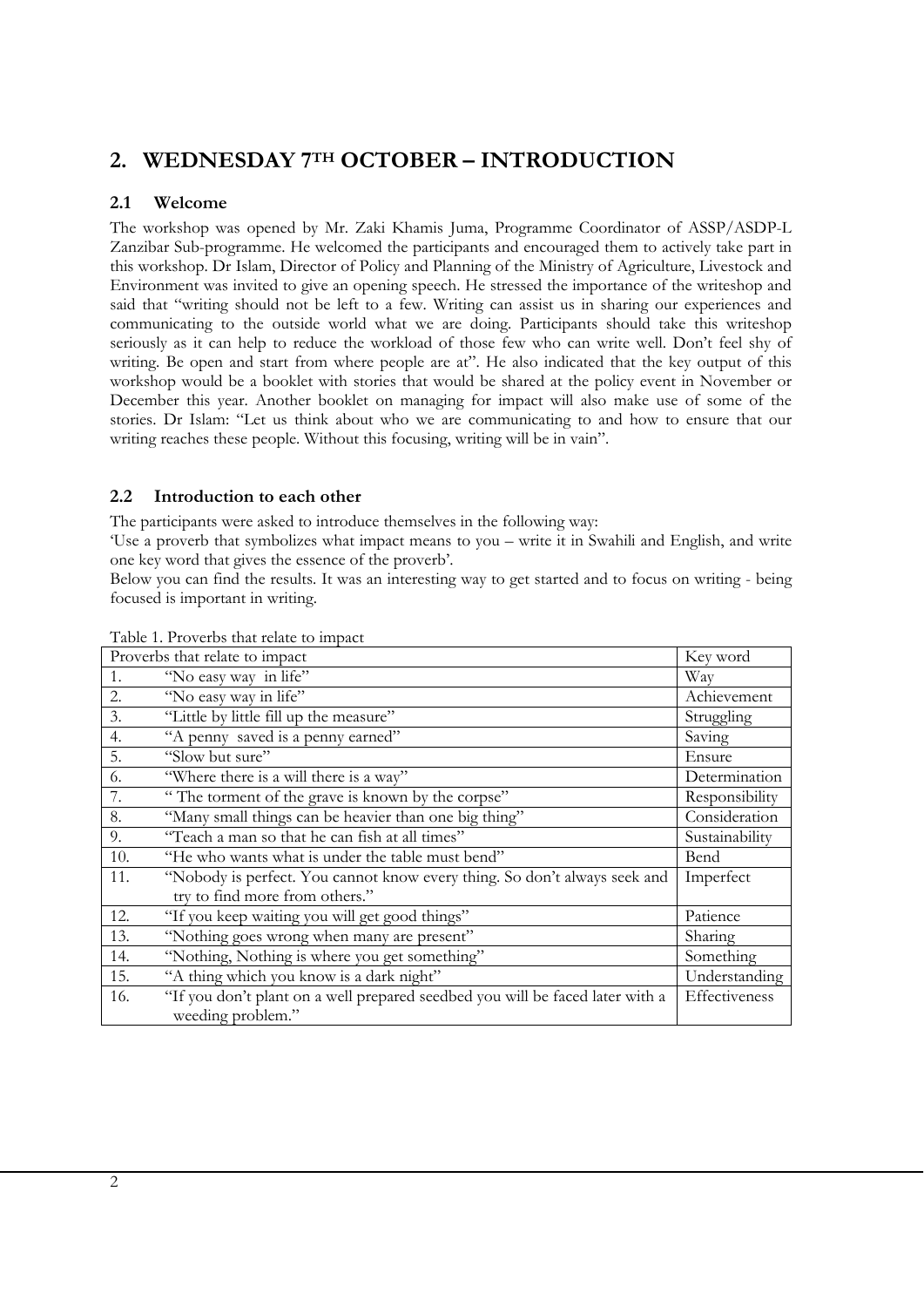## 2. WEDNESDAY 7TH OCTOBER – INTRODUCTION

### 2.1 Welcome

The workshop was opened by Mr. Zaki Khamis Juma, Programme Coordinator of ASSP/ASDP-L Zanzibar Sub-programme. He welcomed the participants and encouraged them to actively take part in this workshop. Dr Islam, Director of Policy and Planning of the Ministry of Agriculture, Livestock and Environment was invited to give an opening speech. He stressed the importance of the writeshop and said that "writing should not be left to a few. Writing can assist us in sharing our experiences and communicating to the outside world what we are doing. Participants should take this writeshop seriously as it can help to reduce the workload of those few who can write well. Don't feel shy of writing. Be open and start from where people are at". He also indicated that the key output of this workshop would be a booklet with stories that would be shared at the policy event in November or December this year. Another booklet on managing for impact will also make use of some of the stories. Dr Islam: "Let us think about who we are communicating to and how to ensure that our writing reaches these people. Without this focusing, writing will be in vain".

### 2.2 Introduction to each other

The participants were asked to introduce themselves in the following way:

'Use a proverb that symbolizes what impact means to you – write it in Swahili and English, and write one key word that gives the essence of the proverb'.

Below you can find the results. It was an interesting way to get started and to focus on writing - being focused is important in writing.

Table 1. Proverbs that relate to impact

| Proverbs that relate to impact | Key word |
|---|---|
| 1. "No easy way in life" | Way |
| 2. "No easy way in life" | Achievement |
| 3. "Little by little fill up the measure" | Struggling |
| 4. "A penny saved is a penny earned" | Saving |
| 5. "Slow but sure" | Ensure |
| 6. "Where there is a will there is a way" | Determination |
| 7. " The torment of the grave is known by the corpse" | Responsibility |
| 8. "Many small things can be heavier than one big thing" | Consideration |
| 9. "Teach a man so that he can fish at all times" | Sustainability |
| 10. "He who wants what is under the table must bend" | Bend |
| 11. "Nobody is perfect. You cannot know every thing. So don't always seek and try to find more from others." | Imperfect |
| 12. "If you keep waiting you will get good things" | Patience |
| 13. "Nothing goes wrong when many are present" | Sharing |
| 14. "Nothing, Nothing is where you get something" | Something |
| 15. "A thing which you know is a dark night" | Understanding |
| 16. "If you don't plant on a well prepared seedbed you will be faced later with a weeding problem." | Effectiveness |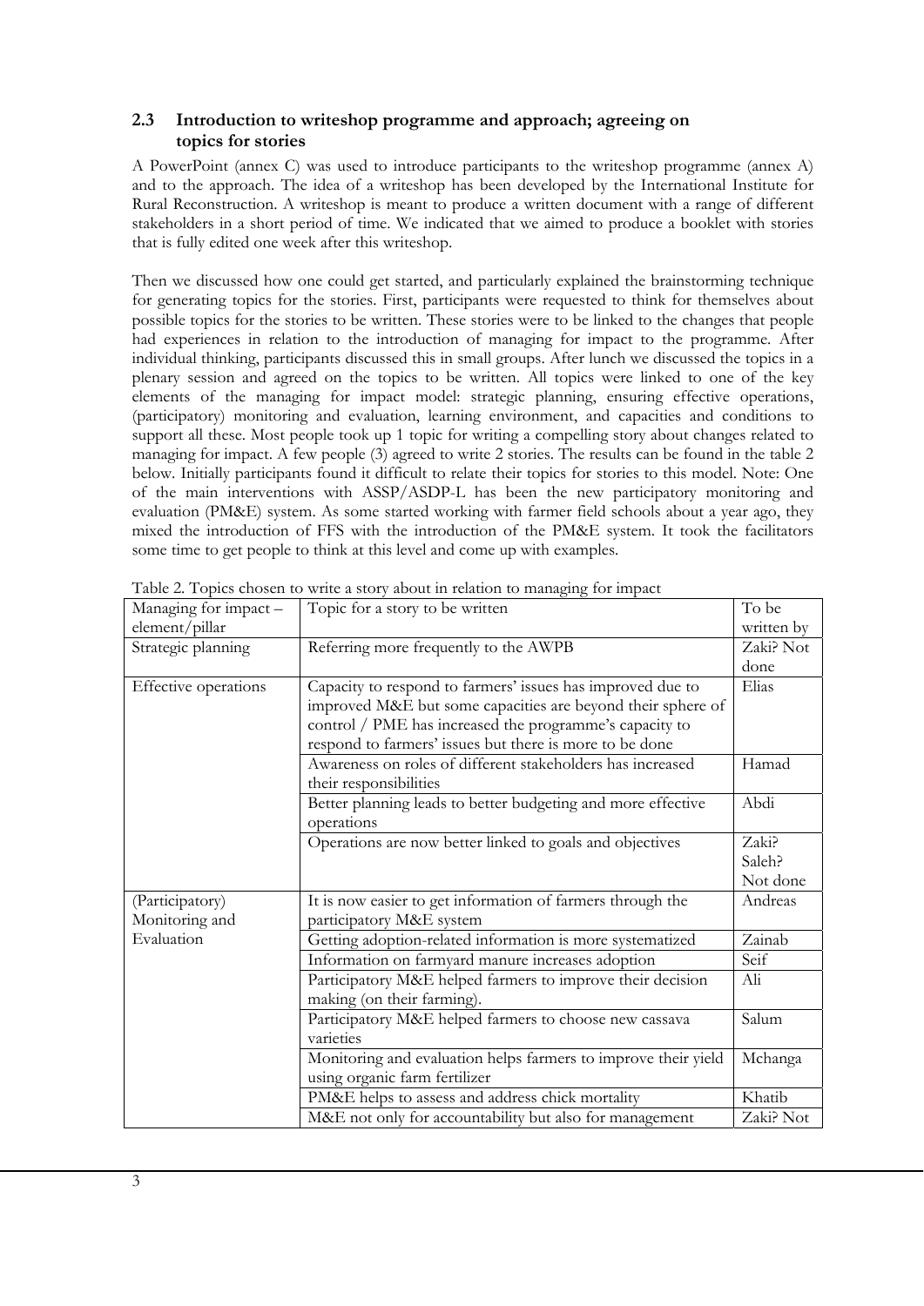### 2.3 Introduction to writeshop programme and approach; agreeing on topics for stories

A PowerPoint (annex C) was used to introduce participants to the writeshop programme (annex A) and to the approach. The idea of a writeshop has been developed by the International Institute for Rural Reconstruction. A writeshop is meant to produce a written document with a range of different stakeholders in a short period of time. We indicated that we aimed to produce a booklet with stories that is fully edited one week after this writeshop.

Then we discussed how one could get started, and particularly explained the brainstorming technique for generating topics for the stories. First, participants were requested to think for themselves about possible topics for the stories to be written. These stories were to be linked to the changes that people had experiences in relation to the introduction of managing for impact to the programme. After individual thinking, participants discussed this in small groups. After lunch we discussed the topics in a plenary session and agreed on the topics to be written. All topics were linked to one of the key elements of the managing for impact model: strategic planning, ensuring effective operations, (participatory) monitoring and evaluation, learning environment, and capacities and conditions to support all these. Most people took up 1 topic for writing a compelling story about changes related to managing for impact. A few people (3) agreed to write 2 stories. The results can be found in the table 2 below. Initially participants found it difficult to relate their topics for stories to this model. Note: One of the main interventions with ASSP/ASDP-L has been the new participatory monitoring and evaluation (PM&E) system. As some started working with farmer field schools about a year ago, they mixed the introduction of FFS with the introduction of the PM&E system. It took the facilitators some time to get people to think at this level and come up with examples.

Table 2. Topics chosen to write a story about in relation to managing for impact

| Managing for impact – element/pillar | Topic for a story to be written | To be written by |
|---|---|---|
| Strategic planning | Referring more frequently to the AWPB | Zaki? Not done |
| Effective operations | Capacity to respond to farmers' issues has improved due to improved M&E but some capacities are beyond their sphere of control / PME has increased the programme's capacity to respond to farmers' issues but there is more to be done | Elias |
| | Awareness on roles of different stakeholders has increased their responsibilities | Hamad |
| | Better planning leads to better budgeting and more effective operations | Abdi |
| | Operations are now better linked to goals and objectives | Zaki? Saleh? Not done |
| (Participatory) Monitoring and Evaluation | It is now easier to get information of farmers through the participatory M&E system | Andreas |
| | Getting adoption-related information is more systematized | Zainab |
| | Information on farmyard manure increases adoption | Seif |
| | Participatory M&E helped farmers to improve their decision making (on their farming). | Ali |
| | Participatory M&E helped farmers to choose new cassava varieties | Salum |
| | Monitoring and evaluation helps farmers to improve their yield using organic farm fertilizer | Mchanga |
| | PM&E helps to assess and address chick mortality | Khatib |
| | M&E not only for accountability but also for management | Zaki? Not |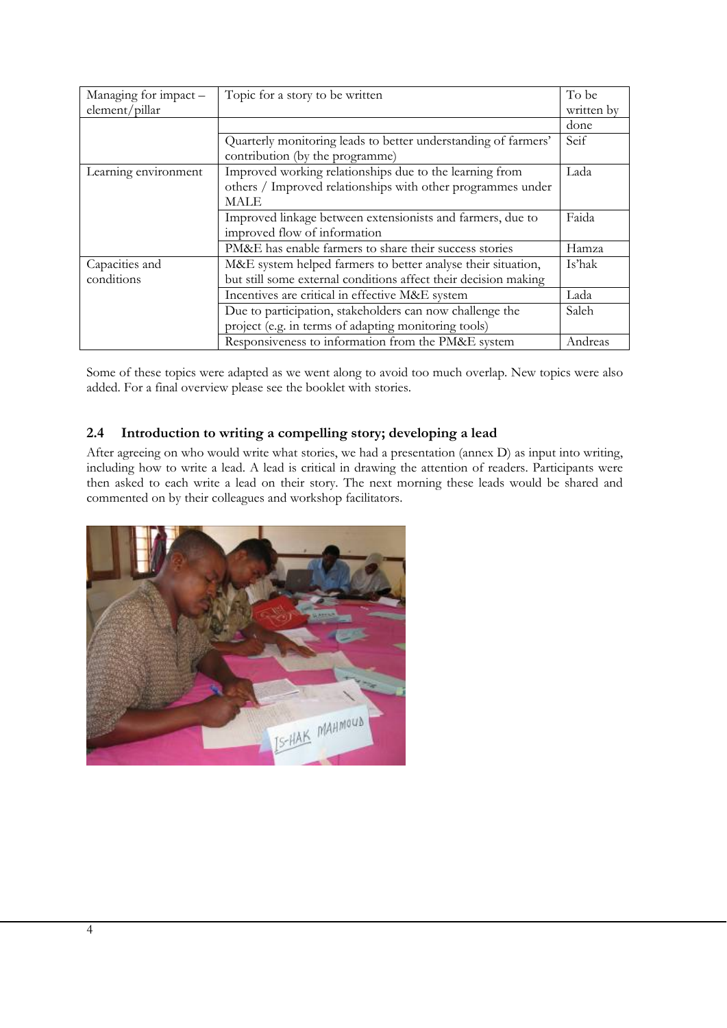| Managing for impact – element/pillar | Topic for a story to be written | To be written by |
|---|---|---|
| | | done |
| | Quarterly monitoring leads to better understanding of farmers' contribution (by the programme) | Seif |
| Learning environment | Improved working relationships due to the learning from others / Improved relationships with other programmes under MALE | Lada |
| | Improved linkage between extensionists and farmers, due to improved flow of information | Faida |
| | PM&E has enable farmers to share their success stories | Hamza |
| Capacities and conditions | M&E system helped farmers to better analyse their situation, but still some external conditions affect their decision making | Is'hak |
| | Incentives are critical in effective M&E system | Lada |
| | Due to participation, stakeholders can now challenge the project (e.g. in terms of adapting monitoring tools) | Saleh |
| | Responsiveness to information from the PM&E system | Andreas |

Some of these topics were adapted as we went along to avoid too much overlap. New topics were also added. For a final overview please see the booklet with stories.

### 2.4 Introduction to writing a compelling story; developing a lead

After agreeing on who would write what stories, we had a presentation (annex D) as input into writing, including how to write a lead. A lead is critical in drawing the attention of readers. Participants were then asked to each write a lead on their story. The next morning these leads would be shared and commented on by their colleagues and workshop facilitators.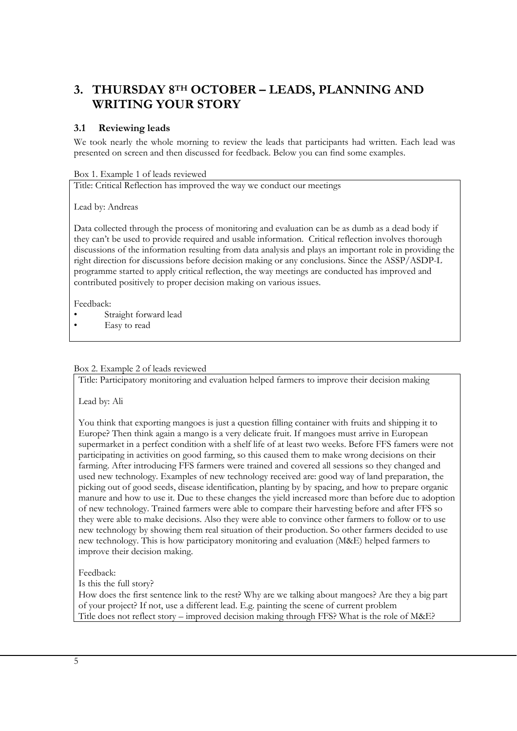# 3. THURSDAY 8TH OCTOBER – LEADS, PLANNING AND WRITING YOUR STORY

## 3.1 Reviewing leads

We took nearly the whole morning to review the leads that participants had written. Each lead was presented on screen and then discussed for feedback. Below you can find some examples.

Box 1. Example 1 of leads reviewed

> Title: Critical Reflection has improved the way we conduct our meetings
>
> Lead by: Andreas
>
> Data collected through the process of monitoring and evaluation can be as dumb as a dead body if they can't be used to provide required and usable information. Critical reflection involves thorough discussions of the information resulting from data analysis and plays an important role in providing the right direction for discussions before decision making or any conclusions. Since the ASSP/ASDP-L programme started to apply critical reflection, the way meetings are conducted has improved and contributed positively to proper decision making on various issues.
>
> Feedback:
> - Straight forward lead
> - Easy to read

Box 2. Example 2 of leads reviewed

> Title: Participatory monitoring and evaluation helped farmers to improve their decision making
>
> Lead by: Ali
>
> You think that exporting mangoes is just a question filling container with fruits and shipping it to Europe? Then think again a mango is a very delicate fruit. If mangoes must arrive in European supermarket in a perfect condition with a shelf life of at least two weeks. Before FFS famers were not participating in activities on good farming, so this caused them to make wrong decisions on their farming. After introducing FFS farmers were trained and covered all sessions so they changed and used new technology. Examples of new technology received are: good way of land preparation, the picking out of good seeds, disease identification, planting by by spacing, and how to prepare organic manure and how to use it. Due to these changes the yield increased more than before due to adoption of new technology. Trained farmers were able to compare their harvesting before and after FFS so they were able to make decisions. Also they were able to convince other farmers to follow or to use new technology by showing them real situation of their production. So other farmers decided to use new technology. This is how participatory monitoring and evaluation (M&E) helped farmers to improve their decision making.
>
> Feedback:
>
> Is this the full story?
>
> How does the first sentence link to the rest? Why are we talking about mangoes? Are they a big part of your project? If not, use a different lead. E.g. painting the scene of current problem
>
> Title does not reflect story – improved decision making through FFS? What is the role of M&E?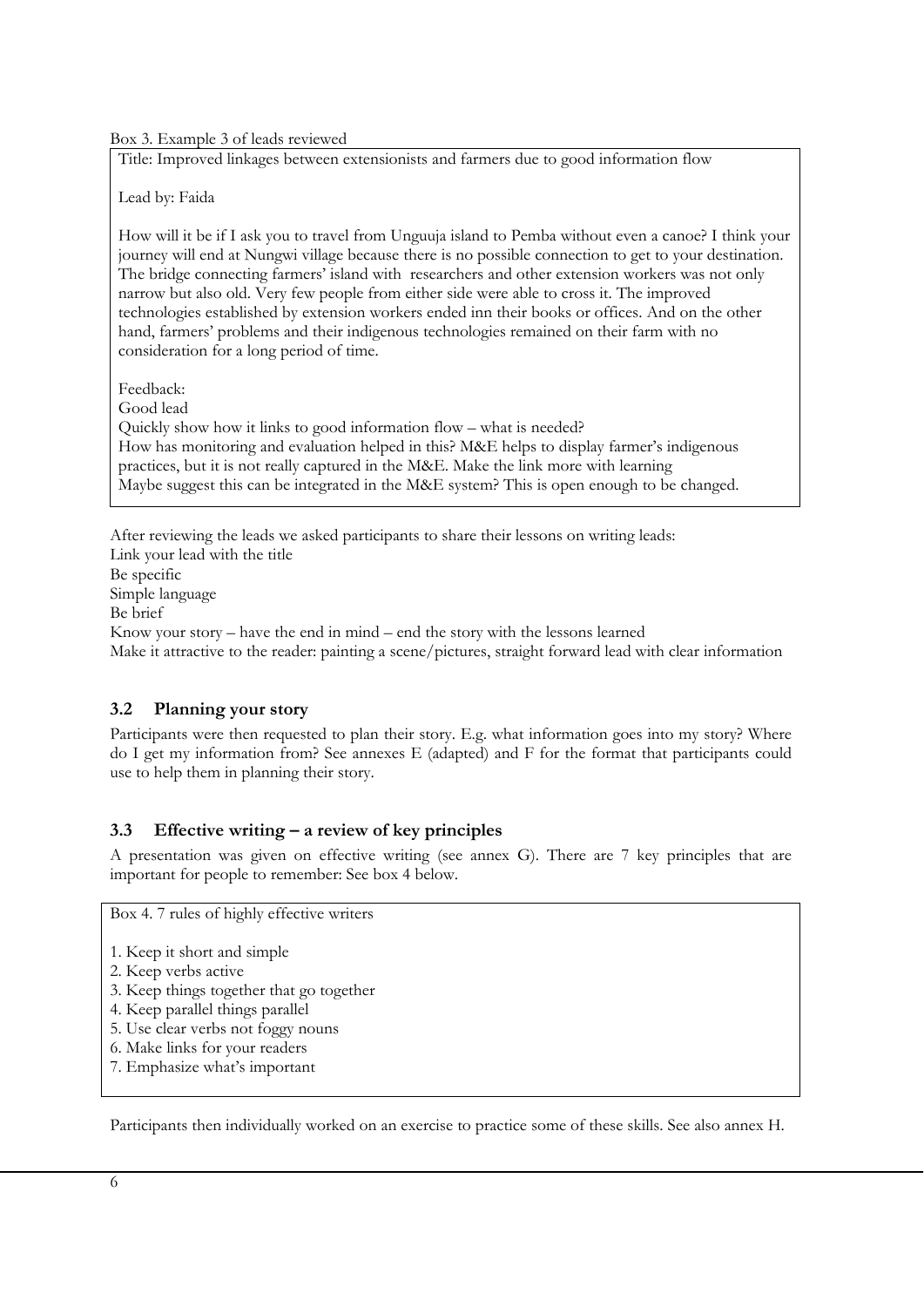Box 3. Example 3 of leads reviewed

Title: Improved linkages between extensionists and farmers due to good information flow

Lead by: Faida

How will it be if I ask you to travel from Unguuja island to Pemba without even a canoe? I think your journey will end at Nungwi village because there is no possible connection to get to your destination. The bridge connecting farmers' island with researchers and other extension workers was not only narrow but also old. Very few people from either side were able to cross it. The improved technologies established by extension workers ended inn their books or offices. And on the other hand, farmers' problems and their indigenous technologies remained on their farm with no consideration for a long period of time.

Feedback:
Good lead
Quickly show how it links to good information flow – what is needed?
How has monitoring and evaluation helped in this? M&E helps to display farmer's indigenous practices, but it is not really captured in the M&E. Make the link more with learning
Maybe suggest this can be integrated in the M&E system? This is open enough to be changed.

After reviewing the leads we asked participants to share their lessons on writing leads:
Link your lead with the title
Be specific
Simple language
Be brief
Know your story – have the end in mind – end the story with the lessons learned
Make it attractive to the reader: painting a scene/pictures, straight forward lead with clear information

### 3.2 Planning your story

Participants were then requested to plan their story. E.g. what information goes into my story? Where do I get my information from? See annexes E (adapted) and F for the format that participants could use to help them in planning their story.

### 3.3 Effective writing – a review of key principles

A presentation was given on effective writing (see annex G). There are 7 key principles that are important for people to remember: See box 4 below.

Box 4. 7 rules of highly effective writers

1. Keep it short and simple
2. Keep verbs active
3. Keep things together that go together
4. Keep parallel things parallel
5. Use clear verbs not foggy nouns
6. Make links for your readers
7. Emphasize what's important

Participants then individually worked on an exercise to practice some of these skills. See also annex H.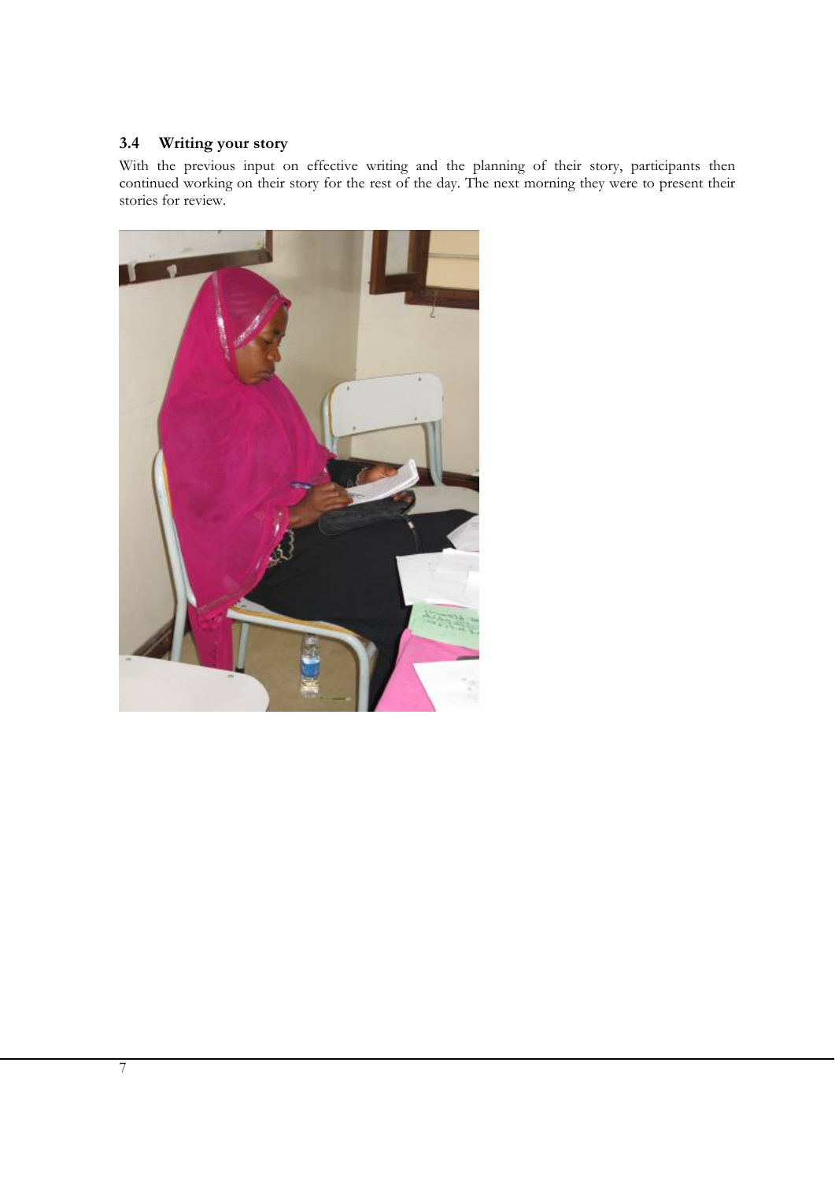## 3.4 Writing your story

With the previous input on effective writing and the planning of their story, participants then continued working on their story for the rest of the day. The next morning they were to present their stories for review.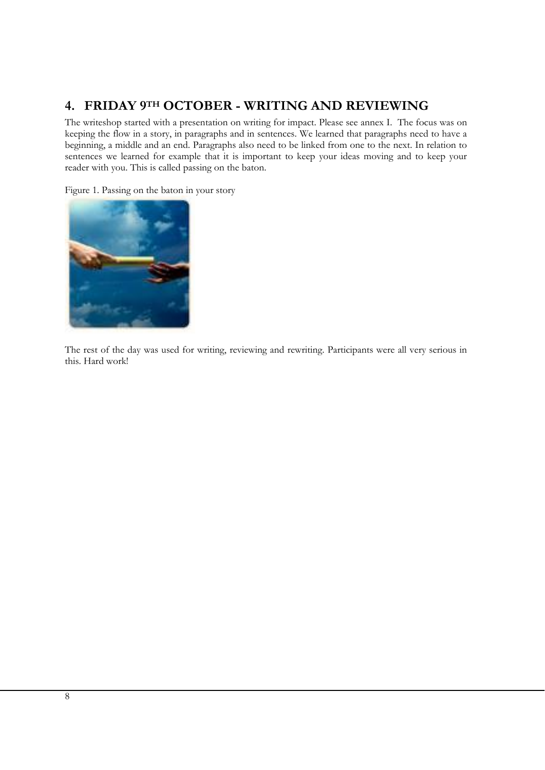## 4. FRIDAY 9TH OCTOBER - WRITING AND REVIEWING

The writeshop started with a presentation on writing for impact. Please see annex I. The focus was on keeping the flow in a story, in paragraphs and in sentences. We learned that paragraphs need to have a beginning, a middle and an end. Paragraphs also need to be linked from one to the next. In relation to sentences we learned for example that it is important to keep your ideas moving and to keep your reader with you. This is called passing on the baton.

Figure 1. Passing on the baton in your story

The rest of the day was used for writing, reviewing and rewriting. Participants were all very serious in this. Hard work!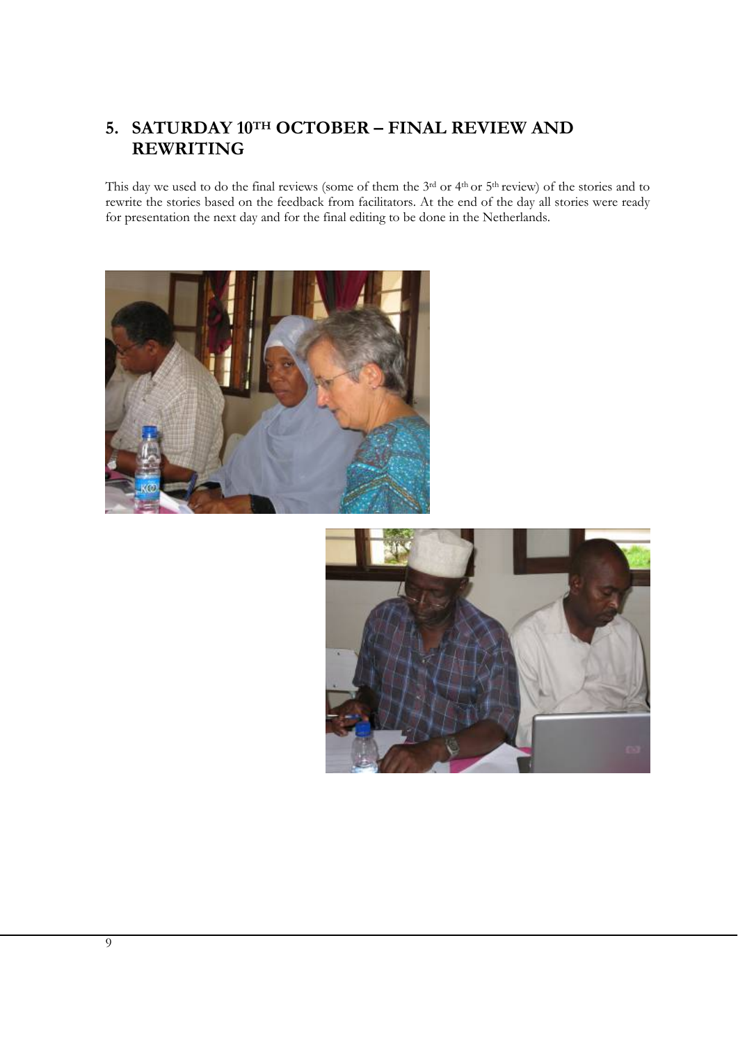## 5. SATURDAY 10TH OCTOBER – FINAL REVIEW AND REWRITING

This day we used to do the final reviews (some of them the 3rd or 4th or 5th review) of the stories and to rewrite the stories based on the feedback from facilitators. At the end of the day all stories were ready for presentation the next day and for the final editing to be done in the Netherlands.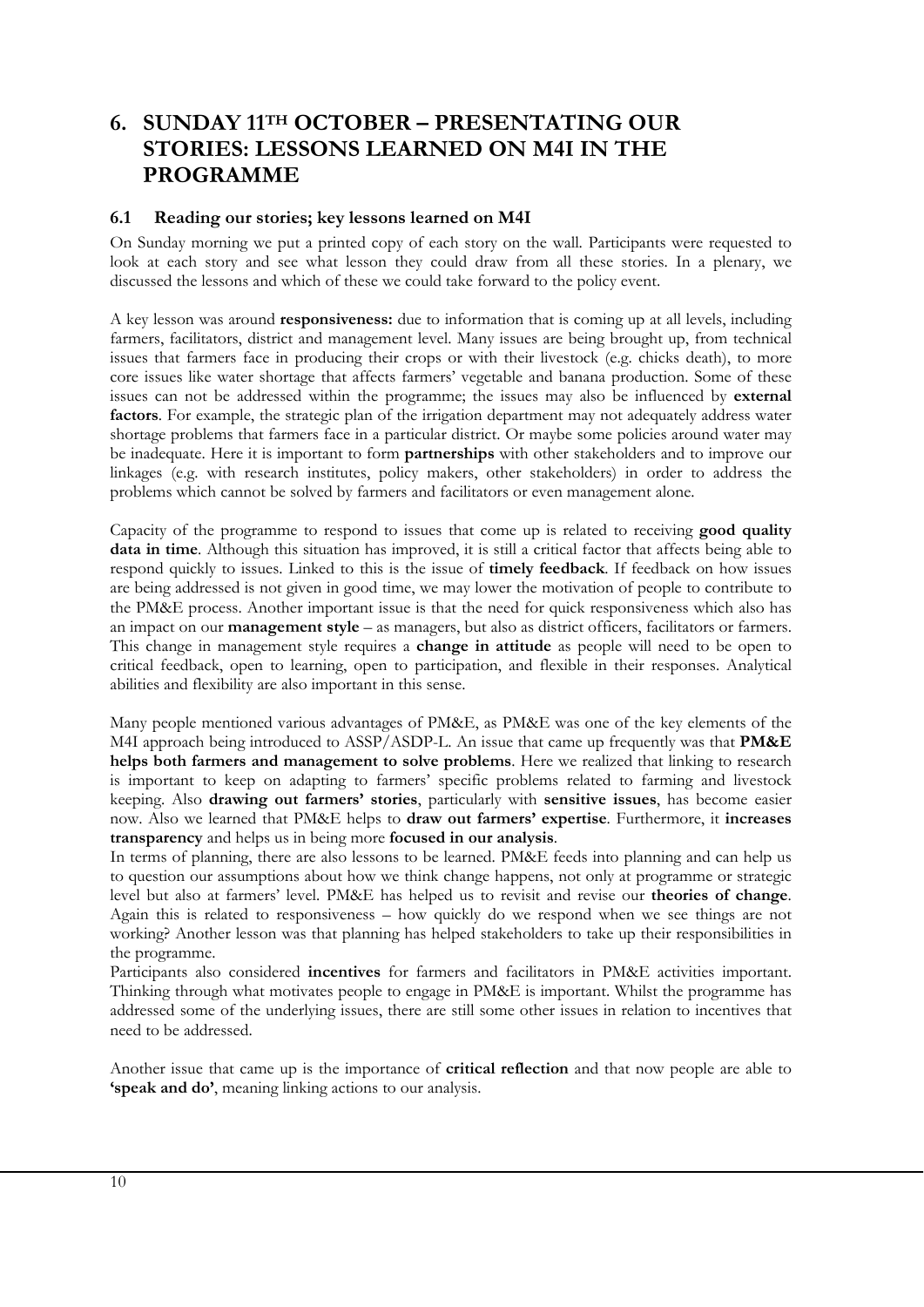# 6. SUNDAY 11TH OCTOBER – PRESENTATING OUR STORIES: LESSONS LEARNED ON M4I IN THE PROGRAMME

## 6.1 Reading our stories; key lessons learned on M4I

On Sunday morning we put a printed copy of each story on the wall. Participants were requested to look at each story and see what lesson they could draw from all these stories. In a plenary, we discussed the lessons and which of these we could take forward to the policy event.

A key lesson was around **responsiveness:** due to information that is coming up at all levels, including farmers, facilitators, district and management level. Many issues are being brought up, from technical issues that farmers face in producing their crops or with their livestock (e.g. chicks death), to more core issues like water shortage that affects farmers' vegetable and banana production. Some of these issues can not be addressed within the programme; the issues may also be influenced by **external factors**. For example, the strategic plan of the irrigation department may not adequately address water shortage problems that farmers face in a particular district. Or maybe some policies around water may be inadequate. Here it is important to form **partnerships** with other stakeholders and to improve our linkages (e.g. with research institutes, policy makers, other stakeholders) in order to address the problems which cannot be solved by farmers and facilitators or even management alone.

Capacity of the programme to respond to issues that come up is related to receiving **good quality data in time**. Although this situation has improved, it is still a critical factor that affects being able to respond quickly to issues. Linked to this is the issue of **timely feedback**. If feedback on how issues are being addressed is not given in good time, we may lower the motivation of people to contribute to the PM&E process. Another important issue is that the need for quick responsiveness which also has an impact on our **management style** – as managers, but also as district officers, facilitators or farmers. This change in management style requires a **change in attitude** as people will need to be open to critical feedback, open to learning, open to participation, and flexible in their responses. Analytical abilities and flexibility are also important in this sense.

Many people mentioned various advantages of PM&E, as PM&E was one of the key elements of the M4I approach being introduced to ASSP/ASDP-L. An issue that came up frequently was that **PM&E helps both farmers and management to solve problems**. Here we realized that linking to research is important to keep on adapting to farmers' specific problems related to farming and livestock keeping. Also **drawing out farmers' stories**, particularly with **sensitive issues**, has become easier now. Also we learned that PM&E helps to **draw out farmers' expertise**. Furthermore, it **increases transparency** and helps us in being more **focused in our analysis**.

In terms of planning, there are also lessons to be learned. PM&E feeds into planning and can help us to question our assumptions about how we think change happens, not only at programme or strategic level but also at farmers' level. PM&E has helped us to revisit and revise our **theories of change**. Again this is related to responsiveness – how quickly do we respond when we see things are not working? Another lesson was that planning has helped stakeholders to take up their responsibilities in the programme.

Participants also considered **incentives** for farmers and facilitators in PM&E activities important. Thinking through what motivates people to engage in PM&E is important. Whilst the programme has addressed some of the underlying issues, there are still some other issues in relation to incentives that need to be addressed.

Another issue that came up is the importance of **critical reflection** and that now people are able to **'speak and do'**, meaning linking actions to our analysis.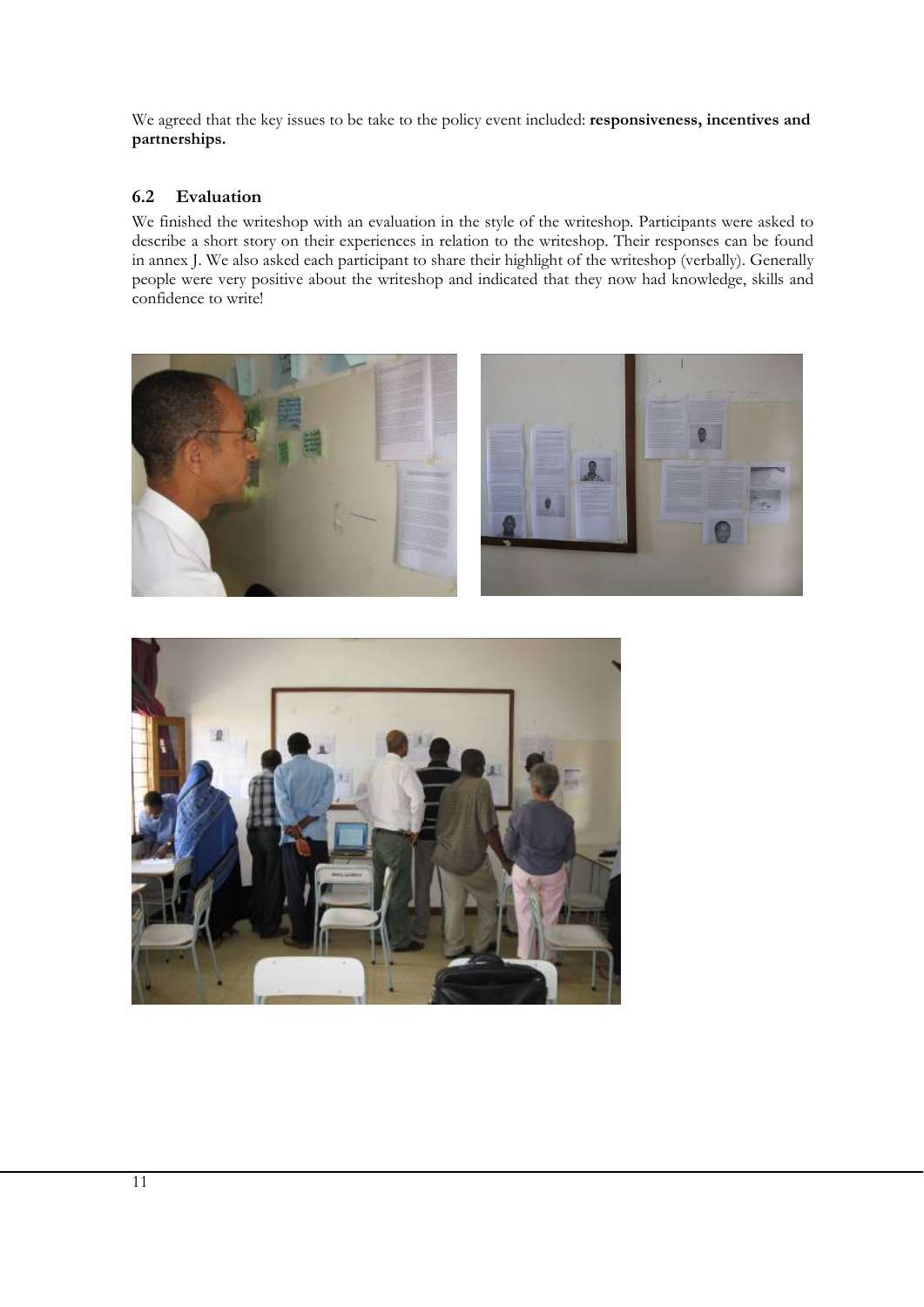We agreed that the key issues to be take to the policy event included: **responsiveness, incentives and partnerships.**

### 6.2 Evaluation

We finished the writeshop with an evaluation in the style of the writeshop. Participants were asked to describe a short story on their experiences in relation to the writeshop. Their responses can be found in annex J. We also asked each participant to share their highlight of the writeshop (verbally). Generally people were very positive about the writeshop and indicated that they now had knowledge, skills and confidence to write!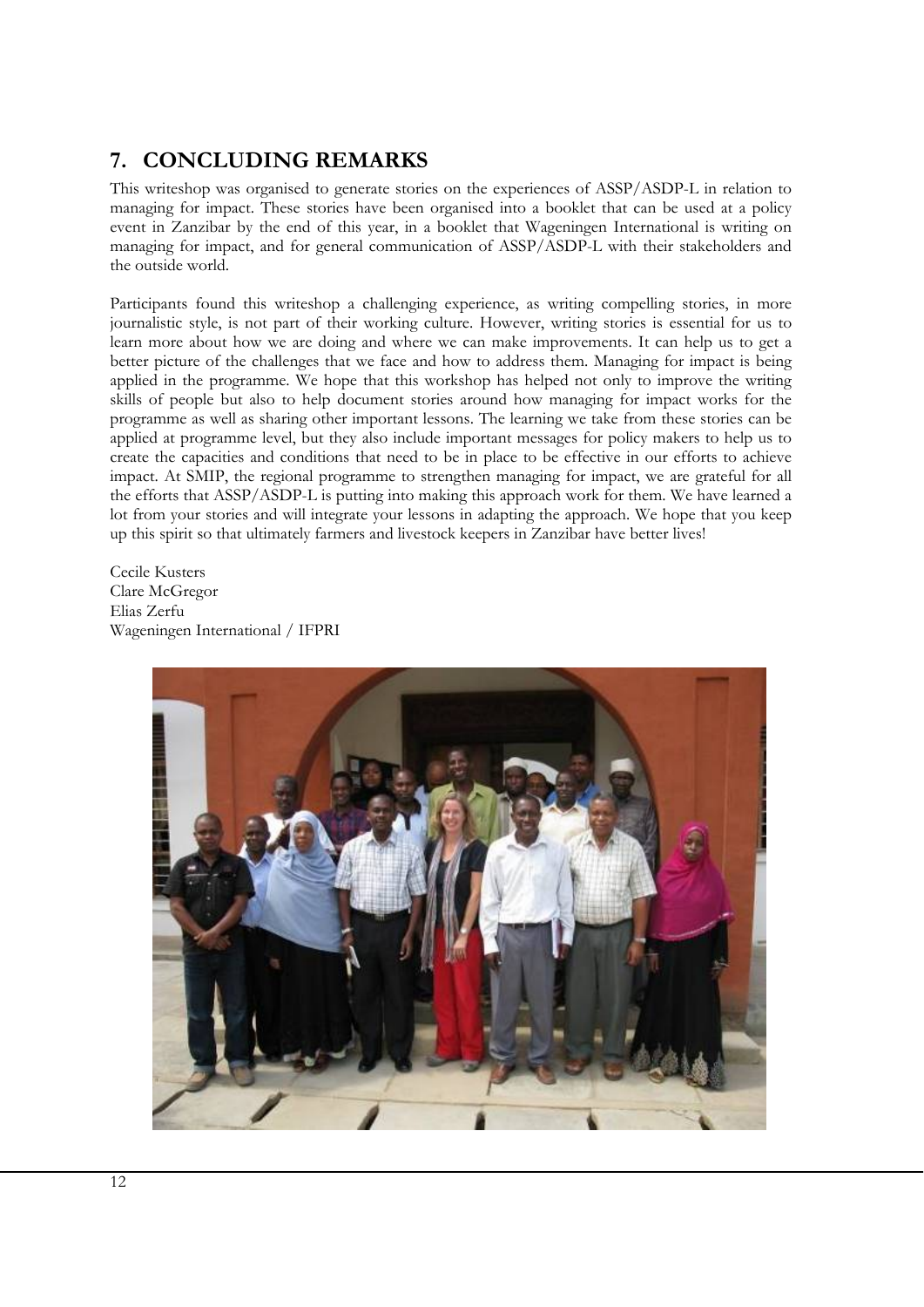## 7. CONCLUDING REMARKS

This writeshop was organised to generate stories on the experiences of ASSP/ASDP-L in relation to managing for impact. These stories have been organised into a booklet that can be used at a policy event in Zanzibar by the end of this year, in a booklet that Wageningen International is writing on managing for impact, and for general communication of ASSP/ASDP-L with their stakeholders and the outside world.

Participants found this writeshop a challenging experience, as writing compelling stories, in more journalistic style, is not part of their working culture. However, writing stories is essential for us to learn more about how we are doing and where we can make improvements. It can help us to get a better picture of the challenges that we face and how to address them. Managing for impact is being applied in the programme. We hope that this workshop has helped not only to improve the writing skills of people but also to help document stories around how managing for impact works for the programme as well as sharing other important lessons. The learning we take from these stories can be applied at programme level, but they also include important messages for policy makers to help us to create the capacities and conditions that need to be in place to be effective in our efforts to achieve impact. At SMIP, the regional programme to strengthen managing for impact, we are grateful for all the efforts that ASSP/ASDP-L is putting into making this approach work for them. We have learned a lot from your stories and will integrate your lessons in adapting the approach. We hope that you keep up this spirit so that ultimately farmers and livestock keepers in Zanzibar have better lives!

Cecile Kusters
Clare McGregor
Elias Zerfu
Wageningen International / IFPRI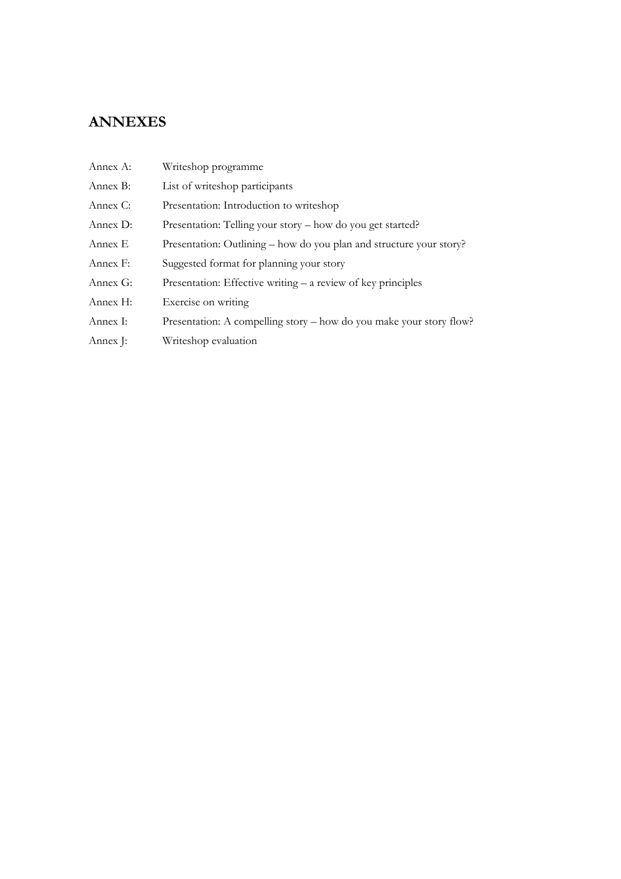# ANNEXES

| | |
|---|---|
| Annex A: | Writeshop programme |
| Annex B: | List of writeshop participants |
| Annex C: | Presentation: Introduction to writeshop |
| Annex D: | Presentation: Telling your story – how do you get started? |
| Annex E | Presentation: Outlining – how do you plan and structure your story? |
| Annex F: | Suggested format for planning your story |
| Annex G: | Presentation: Effective writing – a review of key principles |
| Annex H: | Exercise on writing |
| Annex I: | Presentation: A compelling story – how do you make your story flow? |
| Annex J: | Writeshop evaluation |